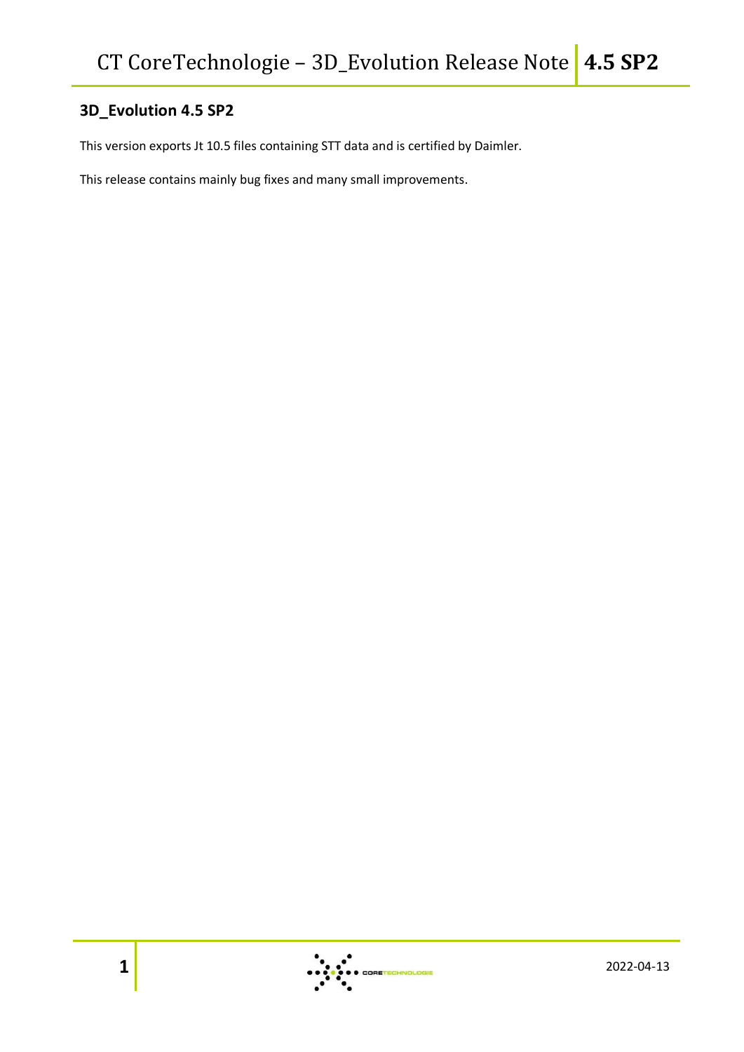## 3D_Evolution 4.5 SP2

This version exports Jt 10.5 files containing STT data and is certified by Daimler.

This release contains mainly bug fixes and many small improvements.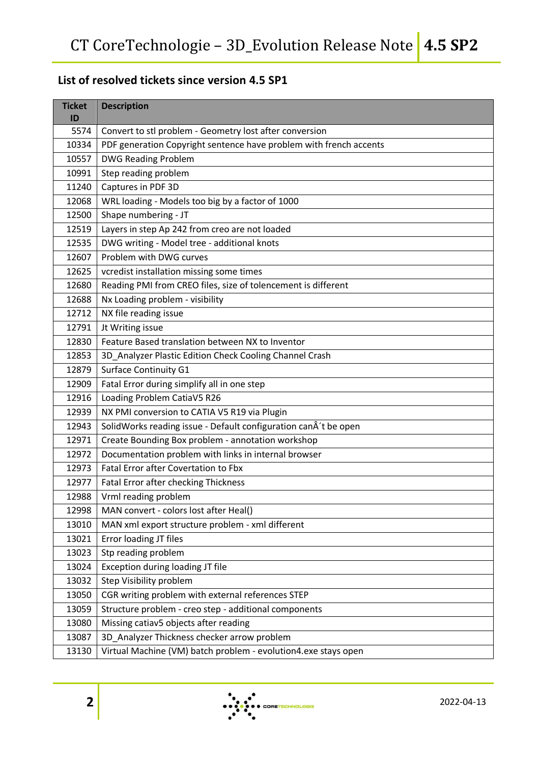## List of resolved tickets since version 4.5 SP1

| Ticket ID | Description |
|---|---|
| 5574 | Convert to stl problem - Geometry lost after conversion |
| 10334 | PDF generation Copyright sentence have problem with french accents |
| 10557 | DWG Reading Problem |
| 10991 | Step reading problem |
| 11240 | Captures in PDF 3D |
| 12068 | WRL loading - Models too big by a factor of 1000 |
| 12500 | Shape numbering - JT |
| 12519 | Layers in step Ap 242 from creo are not loaded |
| 12535 | DWG writing - Model tree - additional knots |
| 12607 | Problem with DWG curves |
| 12625 | vcredist installation missing some times |
| 12680 | Reading PMI from CREO files, size of tolencement is different |
| 12688 | Nx Loading problem - visibility |
| 12712 | NX file reading issue |
| 12791 | Jt Writing issue |
| 12830 | Feature Based translation between NX to Inventor |
| 12853 | 3D_Analyzer Plastic Edition Check Cooling Channel Crash |
| 12879 | Surface Continuity G1 |
| 12909 | Fatal Error during simplify all in one step |
| 12916 | Loading Problem CatiaV5 R26 |
| 12939 | NX PMI conversion to CATIA V5 R19 via Plugin |
| 12943 | SolidWorks reading issue - Default configuration canÂ´t be open |
| 12971 | Create Bounding Box problem - annotation workshop |
| 12972 | Documentation problem with links in internal browser |
| 12973 | Fatal Error after Covertation to Fbx |
| 12977 | Fatal Error after checking Thickness |
| 12988 | Vrml reading problem |
| 12998 | MAN convert - colors lost after Heal() |
| 13010 | MAN xml export structure problem - xml different |
| 13021 | Error loading JT files |
| 13023 | Stp reading problem |
| 13024 | Exception during loading JT file |
| 13032 | Step Visibility problem |
| 13050 | CGR writing problem with external references STEP |
| 13059 | Structure problem - creo step - additional components |
| 13080 | Missing catiav5 objects after reading |
| 13087 | 3D_Analyzer Thickness checker arrow problem |
| 13130 | Virtual Machine (VM) batch problem - evolution4.exe stays open |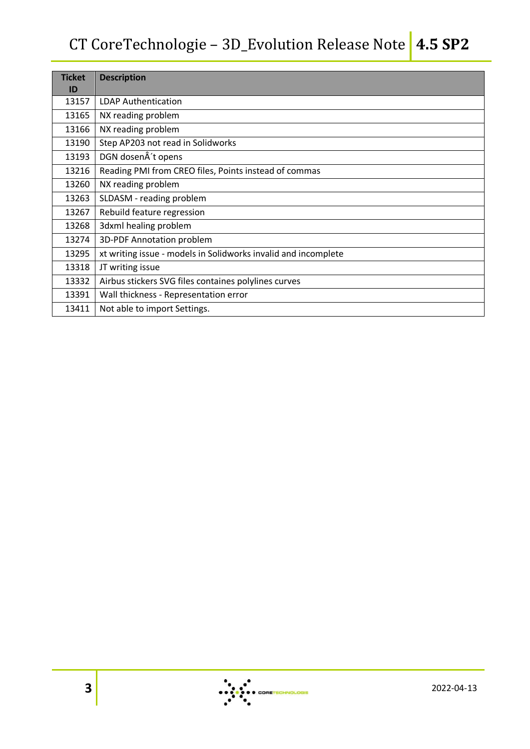| Ticket ID | Description |
|---|---|
| 13157 | LDAP Authentication |
| 13165 | NX reading problem |
| 13166 | NX reading problem |
| 13190 | Step AP203 not read in Solidworks |
| 13193 | DGN dosenÂ´t opens |
| 13216 | Reading PMI from CREO files, Points instead of commas |
| 13260 | NX reading problem |
| 13263 | SLDASM - reading problem |
| 13267 | Rebuild feature regression |
| 13268 | 3dxml healing problem |
| 13274 | 3D-PDF Annotation problem |
| 13295 | xt writing issue - models in Solidworks invalid and incomplete |
| 13318 | JT writing issue |
| 13332 | Airbus stickers SVG files containes polylines curves |
| 13391 | Wall thickness - Representation error |
| 13411 | Not able to import Settings. |